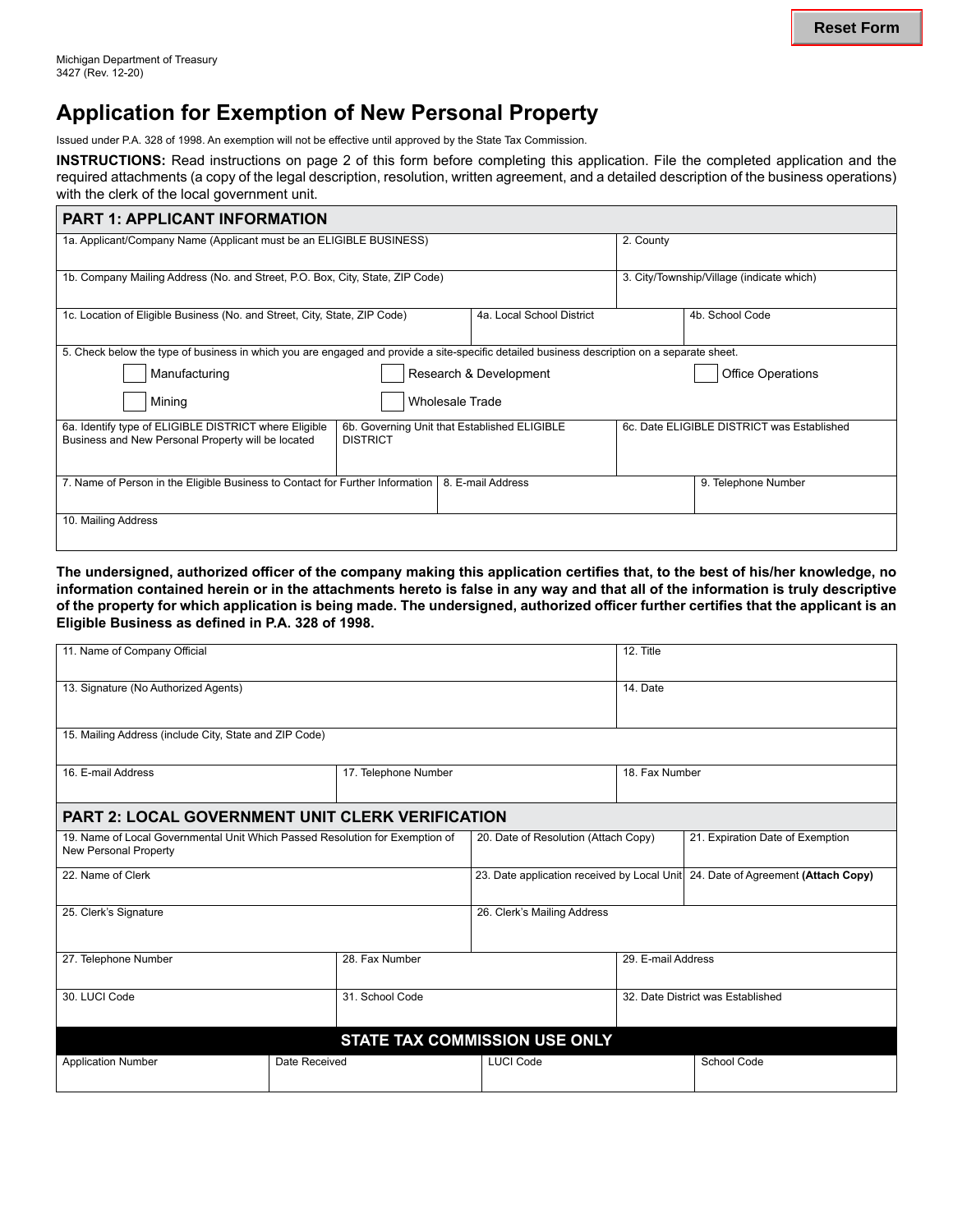Michigan Department of Treasury
3427 (Rev. 12-20)

# Application for Exemption of New Personal Property

Issued under P.A. 328 of 1998. An exemption will not be effective until approved by the State Tax Commission.

**INSTRUCTIONS:** Read instructions on page 2 of this form before completing this application. File the completed application and the required attachments (a copy of the legal description, resolution, written agreement, and a detailed description of the business operations) with the clerk of the local government unit.

## PART 1: APPLICANT INFORMATION

| 1a. Applicant/Company Name (Applicant must be an ELIGIBLE BUSINESS) | | 2. County |
|---|---|---|
| 1b. Company Mailing Address (No. and Street, P.O. Box, City, State, ZIP Code) | | 3. City/Township/Village (indicate which) |
| 1c. Location of Eligible Business (No. and Street, City, State, ZIP Code) | 4a. Local School District | 4b. School Code |

5. Check below the type of business in which you are engaged and provide a site-specific detailed business description on a separate sheet.

- ☐ Manufacturing
- ☐ Research & Development
- ☐ Office Operations
- ☐ Mining
- ☐ Wholesale Trade

| 6a. Identify type of ELIGIBLE DISTRICT where Eligible Business and New Personal Property will be located | 6b. Governing Unit that Established ELIGIBLE DISTRICT | 6c. Date ELIGIBLE DISTRICT was Established |
|---|---|---|
| 7. Name of Person in the Eligible Business to Contact for Further Information | 8. E-mail Address | 9. Telephone Number |
| 10. Mailing Address | | |

**The undersigned, authorized officer of the company making this application certifies that, to the best of his/her knowledge, no information contained herein or in the attachments hereto is false in any way and that all of the information is truly descriptive of the property for which application is being made. The undersigned, authorized officer further certifies that the applicant is an Eligible Business as defined in P.A. 328 of 1998.**

| 11. Name of Company Official | | 12. Title |
|---|---|---|
| 13. Signature (No Authorized Agents) | | 14. Date |
| 15. Mailing Address (include City, State and ZIP Code) | | |
| 16. E-mail Address | 17. Telephone Number | 18. Fax Number |

## PART 2: LOCAL GOVERNMENT UNIT CLERK VERIFICATION

| 19. Name of Local Governmental Unit Which Passed Resolution for Exemption of New Personal Property | | 20. Date of Resolution (Attach Copy) | 21. Expiration Date of Exemption |
|---|---|---|---|
| 22. Name of Clerk | | 23. Date application received by Local Unit | 24. Date of Agreement **(Attach Copy)** |
| 25. Clerk's Signature | | 26. Clerk's Mailing Address | |
| 27. Telephone Number | 28. Fax Number | 29. E-mail Address | |
| 30. LUCI Code | 31. School Code | 32. Date District was Established | |

## STATE TAX COMMISSION USE ONLY

| Application Number | Date Received | LUCI Code | School Code |
|---|---|---|---|
| | | | |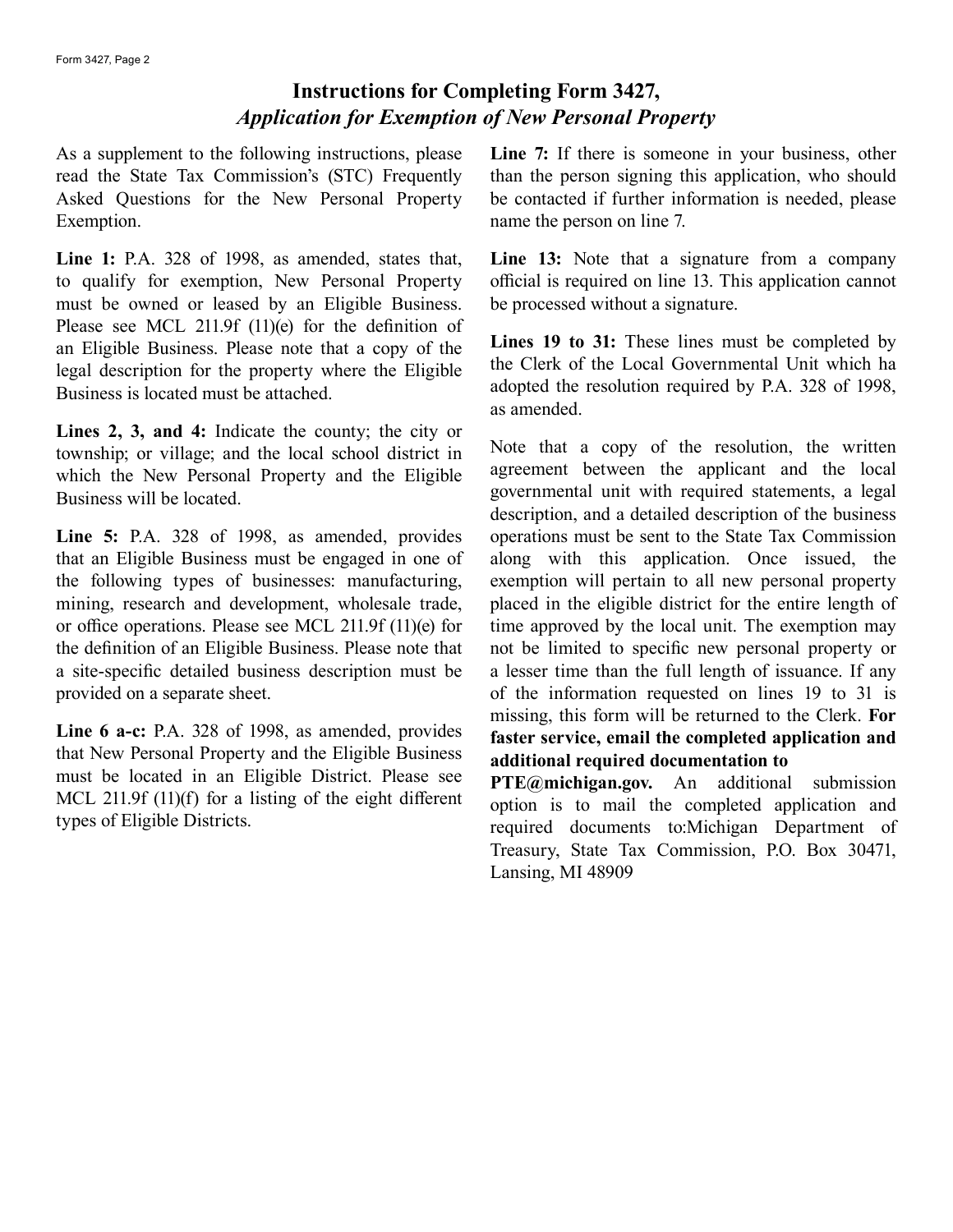## Instructions for Completing Form 3427, *Application for Exemption of New Personal Property*

As a supplement to the following instructions, please read the State Tax Commission's (STC) Frequently Asked Questions for the New Personal Property Exemption.

**Line 1:** P.A. 328 of 1998, as amended, states that, to qualify for exemption, New Personal Property must be owned or leased by an Eligible Business. Please see MCL 211.9f (11)(e) for the definition of an Eligible Business. Please note that a copy of the legal description for the property where the Eligible Business is located must be attached.

**Lines 2, 3, and 4:** Indicate the county; the city or township; or village; and the local school district in which the New Personal Property and the Eligible Business will be located.

**Line 5:** P.A. 328 of 1998, as amended, provides that an Eligible Business must be engaged in one of the following types of businesses: manufacturing, mining, research and development, wholesale trade, or office operations. Please see MCL 211.9f (11)(e) for the definition of an Eligible Business. Please note that a site-specific detailed business description must be provided on a separate sheet.

**Line 6 a-c:** P.A. 328 of 1998, as amended, provides that New Personal Property and the Eligible Business must be located in an Eligible District. Please see MCL 211.9f (11)(f) for a listing of the eight different types of Eligible Districts.

**Line 7:** If there is someone in your business, other than the person signing this application, who should be contacted if further information is needed, please name the person on line 7.

**Line 13:** Note that a signature from a company official is required on line 13. This application cannot be processed without a signature.

**Lines 19 to 31:** These lines must be completed by the Clerk of the Local Governmental Unit which ha adopted the resolution required by P.A. 328 of 1998, as amended.

Note that a copy of the resolution, the written agreement between the applicant and the local governmental unit with required statements, a legal description, and a detailed description of the business operations must be sent to the State Tax Commission along with this application. Once issued, the exemption will pertain to all new personal property placed in the eligible district for the entire length of time approved by the local unit. The exemption may not be limited to specific new personal property or a lesser time than the full length of issuance. If any of the information requested on lines 19 to 31 is missing, this form will be returned to the Clerk. **For faster service, email the completed application and additional required documentation to PTE@michigan.gov.** An additional submission option is to mail the completed application and required documents to:Michigan Department of Treasury, State Tax Commission, P.O. Box 30471, Lansing, MI 48909